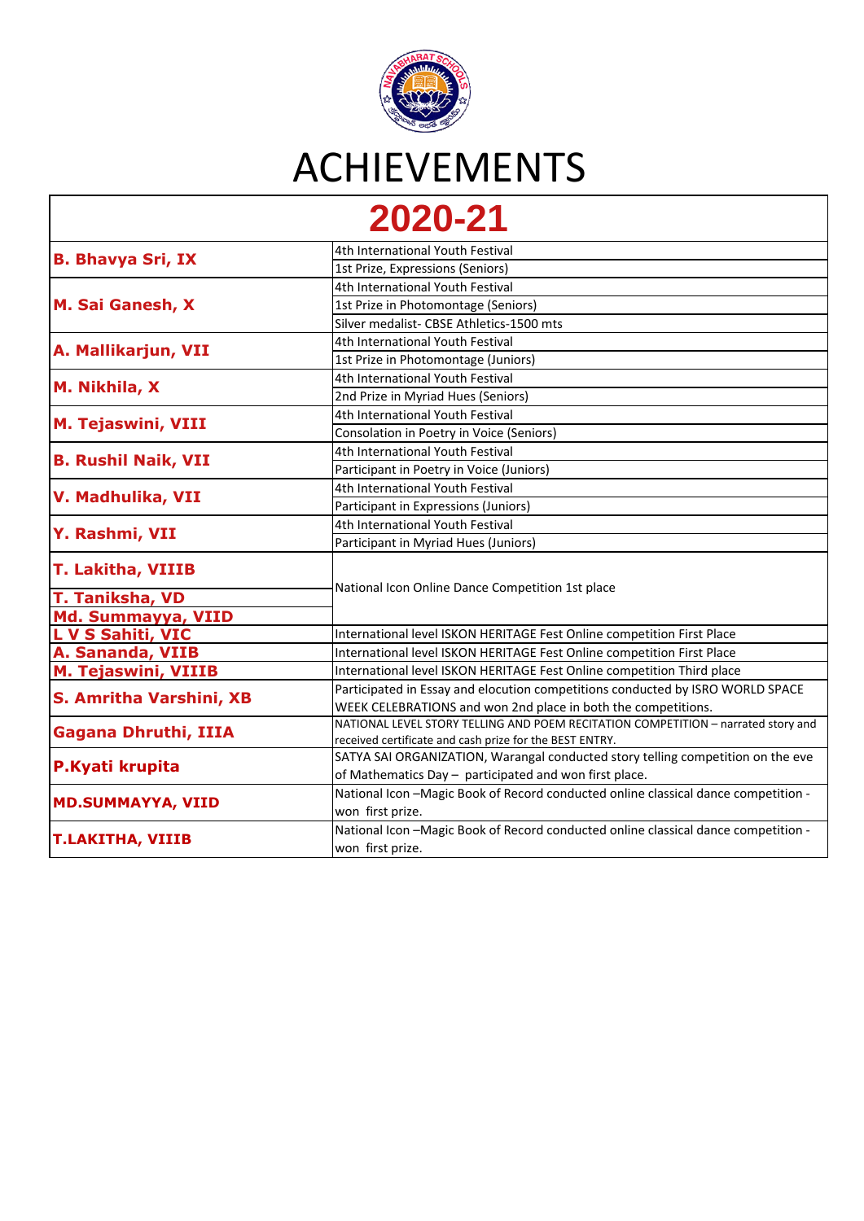# ACHIEVEMENTS

## 2020-21

| Name | Achievement |
|---|---|
| **B. Bhavya Sri, IX** | 4th International Youth Festival<br>1st Prize, Expressions (Seniors) |
| **M. Sai Ganesh, X** | 4th International Youth Festival<br>1st Prize in Photomontage (Seniors)<br>Silver medalist- CBSE Athletics-1500 mts |
| **A. Mallikarjun, VII** | 4th International Youth Festival<br>1st Prize in Photomontage (Juniors) |
| **M. Nikhila, X** | 4th International Youth Festival<br>2nd Prize in Myriad Hues (Seniors) |
| **M. Tejaswini, VIII** | 4th International Youth Festival<br>Consolation in Poetry in Voice (Seniors) |
| **B. Rushil Naik, VII** | 4th International Youth Festival<br>Participant in Poetry in Voice (Juniors) |
| **V. Madhulika, VII** | 4th International Youth Festival<br>Participant in Expressions (Juniors) |
| **Y. Rashmi, VII** | 4th International Youth Festival<br>Participant in Myriad Hues (Juniors) |
| **T. Lakitha, VIIIB**<br>**T. Taniksha, VD**<br>**Md. Summayya, VIID** | National Icon Online Dance Competition 1st place |
| **L V S Sahiti, VIC** | International level ISKON HERITAGE Fest Online competition First Place |
| **A. Sananda, VIIB** | International level ISKON HERITAGE Fest Online competition First Place |
| **M. Tejaswini, VIIIB** | International level ISKON HERITAGE Fest Online competition Third place |
| **S. Amritha Varshini, XB** | Participated in Essay and elocution competitions conducted by ISRO WORLD SPACE WEEK CELEBRATIONS and won 2nd place in both the competitions. |
| **Gagana Dhruthi, IIIA** | NATIONAL LEVEL STORY TELLING AND POEM RECITATION COMPETITION – narrated story and received certificate and cash prize for the BEST ENTRY. |
| **P.Kyati krupita** | SATYA SAI ORGANIZATION, Warangal conducted story telling competition on the eve of Mathematics Day – participated and won first place. |
| **MD.SUMMAYYA, VIID** | National Icon –Magic Book of Record conducted online classical dance competition - won first prize. |
| **T.LAKITHA, VIIIB** | National Icon –Magic Book of Record conducted online classical dance competition - won first prize. |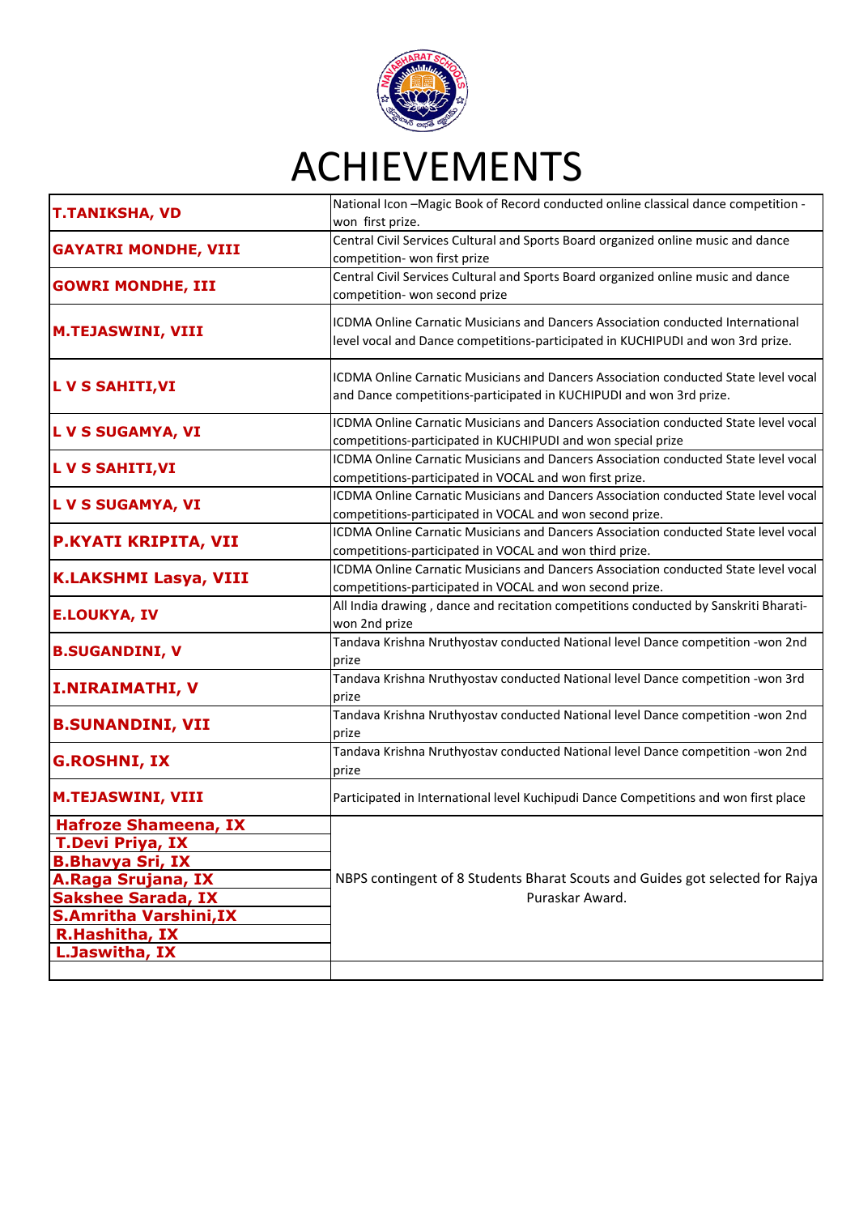# ACHIEVEMENTS

| | |
|---|---|
| **T.TANIKSHA, VD** | National Icon –Magic Book of Record conducted online classical dance competition - won first prize. |
| **GAYATRI MONDHE, VIII** | Central Civil Services Cultural and Sports Board organized online music and dance competition- won first prize |
| **GOWRI MONDHE, III** | Central Civil Services Cultural and Sports Board organized online music and dance competition- won second prize |
| **M.TEJASWINI, VIII** | ICDMA Online Carnatic Musicians and Dancers Association conducted International level vocal and Dance competitions-participated in KUCHIPUDI and won 3rd prize. |
| **L V S SAHITI,VI** | ICDMA Online Carnatic Musicians and Dancers Association conducted State level vocal and Dance competitions-participated in KUCHIPUDI and won 3rd prize. |
| **L V S SUGAMYA, VI** | ICDMA Online Carnatic Musicians and Dancers Association conducted State level vocal competitions-participated in KUCHIPUDI and won special prize |
| **L V S SAHITI,VI** | ICDMA Online Carnatic Musicians and Dancers Association conducted State level vocal competitions-participated in VOCAL and won first prize. |
| **L V S SUGAMYA, VI** | ICDMA Online Carnatic Musicians and Dancers Association conducted State level vocal competitions-participated in VOCAL and won second prize. |
| **P.KYATI KRIPITA, VII** | ICDMA Online Carnatic Musicians and Dancers Association conducted State level vocal competitions-participated in VOCAL and won third prize. |
| **K.LAKSHMI Lasya, VIII** | ICDMA Online Carnatic Musicians and Dancers Association conducted State level vocal competitions-participated in VOCAL and won second prize. |
| **E.LOUKYA, IV** | All India drawing , dance and recitation competitions conducted by Sanskriti Bharati-won 2nd prize |
| **B.SUGANDINI, V** | Tandava Krishna Nruthyostav conducted National level Dance competition -won 2nd prize |
| **I.NIRAIMATHI, V** | Tandava Krishna Nruthyostav conducted National level Dance competition -won 3rd prize |
| **B.SUNANDINI, VII** | Tandava Krishna Nruthyostav conducted National level Dance competition -won 2nd prize |
| **G.ROSHNI, IX** | Tandava Krishna Nruthyostav conducted National level Dance competition -won 2nd prize |
| **M.TEJASWINI, VIII** | Participated in International level Kuchipudi Dance Competitions and won first place |
| **Hafroze Shameena, IX** | NBPS contingent of 8 Students Bharat Scouts and Guides got selected for Rajya Puraskar Award. |
| **T.Devi Priya, IX** | |
| **B.Bhavya Sri, IX** | |
| **A.Raga Srujana, IX** | |
| **Sakshee Sarada, IX** | |
| **S.Amritha Varshini,IX** | |
| **R.Hashitha, IX** | |
| **L.Jaswitha, IX** | |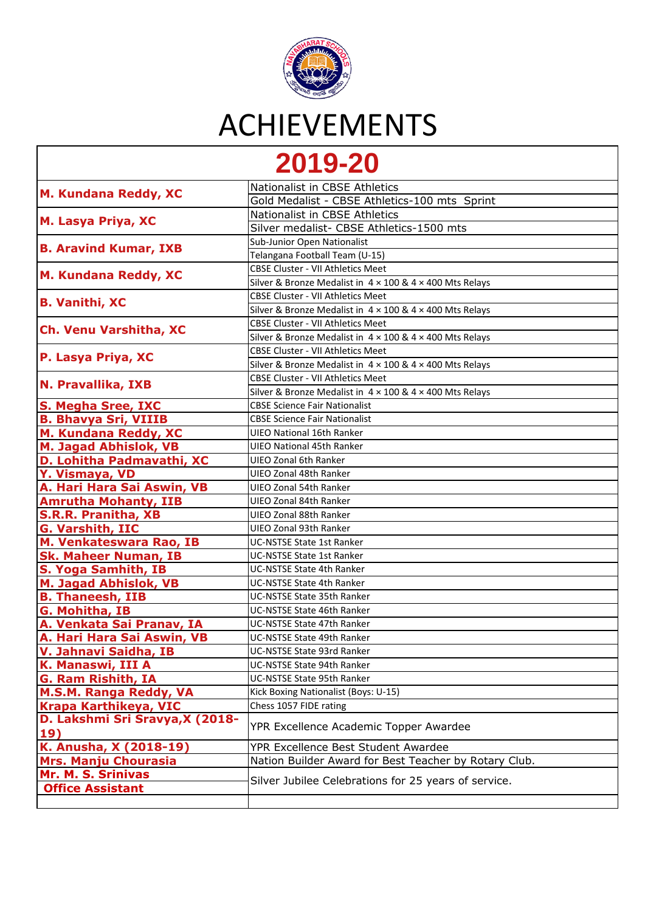# ACHIEVEMENTS

| 2019-20 | |
|---|---|
| **M. Kundana Reddy, XC** | Nationalist in CBSE Athletics |
| | Gold Medalist - CBSE Athletics-100 mts Sprint |
| **M. Lasya Priya, XC** | Nationalist in CBSE Athletics |
| | Silver medalist- CBSE Athletics-1500 mts |
| **B. Aravind Kumar, IXB** | Sub-Junior Open Nationalist |
| | Telangana Football Team (U-15) |
| **M. Kundana Reddy, XC** | CBSE Cluster - VII Athletics Meet |
| | Silver & Bronze Medalist in 4 × 100 & 4 × 400 Mts Relays |
| **B. Vanithi, XC** | CBSE Cluster - VII Athletics Meet |
| | Silver & Bronze Medalist in 4 × 100 & 4 × 400 Mts Relays |
| **Ch. Venu Varshitha, XC** | CBSE Cluster - VII Athletics Meet |
| | Silver & Bronze Medalist in 4 × 100 & 4 × 400 Mts Relays |
| **P. Lasya Priya, XC** | CBSE Cluster - VII Athletics Meet |
| | Silver & Bronze Medalist in 4 × 100 & 4 × 400 Mts Relays |
| **N. Pravallika, IXB** | CBSE Cluster - VII Athletics Meet |
| | Silver & Bronze Medalist in 4 × 100 & 4 × 400 Mts Relays |
| **S. Megha Sree, IXC** | CBSE Science Fair Nationalist |
| **B. Bhavya Sri, VIIIB** | CBSE Science Fair Nationalist |
| **M. Kundana Reddy, XC** | UIEO National 16th Ranker |
| **M. Jagad Abhislok, VB** | UIEO National 45th Ranker |
| **D. Lohitha Padmavathi, XC** | UIEO Zonal 6th Ranker |
| **Y. Vismaya, VD** | UIEO Zonal 48th Ranker |
| **A. Hari Hara Sai Aswin, VB** | UIEO Zonal 54th Ranker |
| **Amrutha Mohanty, IIB** | UIEO Zonal 84th Ranker |
| **S.R.R. Pranitha, XB** | UIEO Zonal 88th Ranker |
| **G. Varshith, IIC** | UIEO Zonal 93th Ranker |
| **M. Venkateswara Rao, IB** | UC-NSTSE State 1st Ranker |
| **Sk. Maheer Numan, IB** | UC-NSTSE State 1st Ranker |
| **S. Yoga Samhith, IB** | UC-NSTSE State 4th Ranker |
| **M. Jagad Abhislok, VB** | UC-NSTSE State 4th Ranker |
| **B. Thaneesh, IIB** | UC-NSTSE State 35th Ranker |
| **G. Mohitha, IB** | UC-NSTSE State 46th Ranker |
| **A. Venkata Sai Pranav, IA** | UC-NSTSE State 47th Ranker |
| **A. Hari Hara Sai Aswin, VB** | UC-NSTSE State 49th Ranker |
| **V. Jahnavi Saidha, IB** | UC-NSTSE State 93rd Ranker |
| **K. Manaswi, III A** | UC-NSTSE State 94th Ranker |
| **G. Ram Rishith, IA** | UC-NSTSE State 95th Ranker |
| **M.S.M. Ranga Reddy, VA** | Kick Boxing Nationalist (Boys: U-15) |
| **Krapa Karthikeya, VIC** | Chess 1057 FIDE rating |
| **D. Lakshmi Sri Sravya,X (2018-19)** | YPR Excellence Academic Topper Awardee |
| **K. Anusha, X (2018-19)** | YPR Excellence Best Student Awardee |
| **Mrs. Manju Chourasia** | Nation Builder Award for Best Teacher by Rotary Club. |
| **Mr. M. S. Srinivas Office Assistant** | Silver Jubilee Celebrations for 25 years of service. |
| | |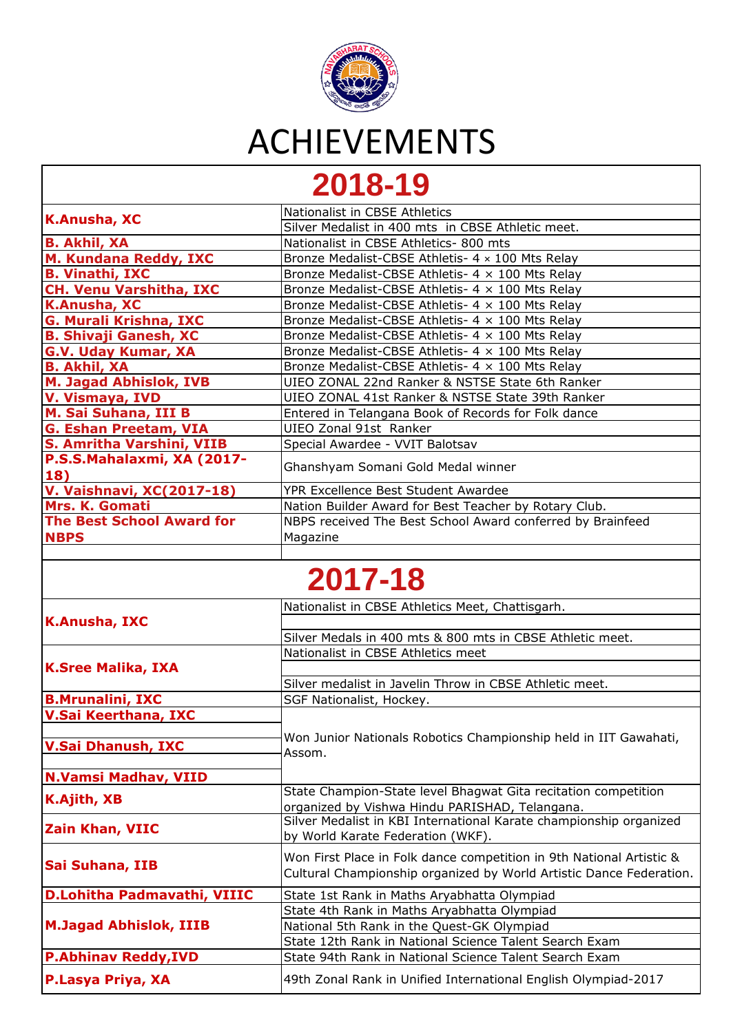# ACHIEVEMENTS

## 2018-19

| | |
|---|---|
| **K.Anusha, XC** | Nationalist in CBSE Athletics |
| | Silver Medalist in 400 mts in CBSE Athletic meet. |
| **B. Akhil, XA** | Nationalist in CBSE Athletics- 800 mts |
| **M. Kundana Reddy, IXC** | Bronze Medalist-CBSE Athletis- 4 × 100 Mts Relay |
| **B. Vinathi, IXC** | Bronze Medalist-CBSE Athletis- 4 × 100 Mts Relay |
| **CH. Venu Varshitha, IXC** | Bronze Medalist-CBSE Athletis- 4 × 100 Mts Relay |
| **K.Anusha, XC** | Bronze Medalist-CBSE Athletis- 4 × 100 Mts Relay |
| **G. Murali Krishna, IXC** | Bronze Medalist-CBSE Athletis- 4 × 100 Mts Relay |
| **B. Shivaji Ganesh, XC** | Bronze Medalist-CBSE Athletis- 4 × 100 Mts Relay |
| **G.V. Uday Kumar, XA** | Bronze Medalist-CBSE Athletis- 4 × 100 Mts Relay |
| **B. Akhil, XA** | Bronze Medalist-CBSE Athletis- 4 × 100 Mts Relay |
| **M. Jagad Abhislok, IVB** | UIEO ZONAL 22nd Ranker & NSTSE State 6th Ranker |
| **V. Vismaya, IVD** | UIEO ZONAL 41st Ranker & NSTSE State 39th Ranker |
| **M. Sai Suhana, III B** | Entered in Telangana Book of Records for Folk dance |
| **G. Eshan Preetam, VIA** | UIEO Zonal 91st Ranker |
| **S. Amritha Varshini, VIIB** | Special Awardee - VVIT Balotsav |
| **P.S.S.Mahalaxmi, XA (2017-18)** | Ghanshyam Somani Gold Medal winner |
| **V. Vaishnavi, XC(2017-18)** | YPR Excellence Best Student Awardee |
| **Mrs. K. Gomati** | Nation Builder Award for Best Teacher by Rotary Club. |
| **The Best School Award for NBPS** | NBPS received The Best School Award conferred by Brainfeed Magazine |

## 2017-18

| | |
|---|---|
| **K.Anusha, IXC** | Nationalist in CBSE Athletics Meet, Chattisgarh. |
| | Silver Medals in 400 mts & 800 mts in CBSE Athletic meet. |
| **K.Sree Malika, IXA** | Nationalist in CBSE Athletics meet |
| | Silver medalist in Javelin Throw in CBSE Athletic meet. |
| **B.Mrunalini, IXC** | SGF Nationalist, Hockey. |
| **V.Sai Keerthana, IXC** | Won Junior Nationals Robotics Championship held in IIT Gawahati, Assom. |
| **V.Sai Dhanush, IXC** | Won Junior Nationals Robotics Championship held in IIT Gawahati, Assom. |
| **N.Vamsi Madhav, VIID** | Won Junior Nationals Robotics Championship held in IIT Gawahati, Assom. |
| **K.Ajith, XB** | State Champion-State level Bhagwat Gita recitation competition organized by Vishwa Hindu PARISHAD, Telangana. |
| **Zain Khan, VIIC** | Silver Medalist in KBI International Karate championship organized by World Karate Federation (WKF). |
| **Sai Suhana, IIB** | Won First Place in Folk dance competition in 9th National Artistic & Cultural Championship organized by World Artistic Dance Federation. |
| **D.Lohitha Padmavathi, VIIIC** | State 1st Rank in Maths Aryabhatta Olympiad |
| **M.Jagad Abhislok, IIIB** | State 4th Rank in Maths Aryabhatta Olympiad |
| | National 5th Rank in the Quest-GK Olympiad |
| | State 12th Rank in National Science Talent Search Exam |
| **P.Abhinav Reddy,IVD** | State 94th Rank in National Science Talent Search Exam |
| **P.Lasya Priya, XA** | 49th Zonal Rank in Unified International English Olympiad-2017 |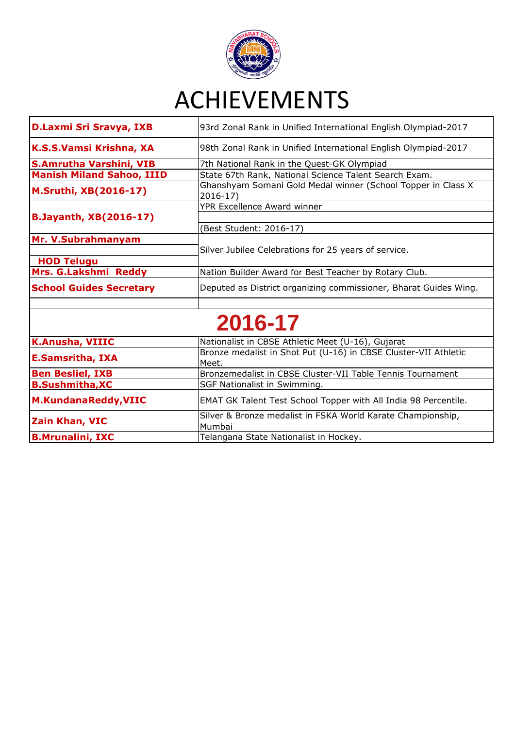# ACHIEVEMENTS

| | |
|---|---|
| **D.Laxmi Sri Sravya, IXB** | 93rd Zonal Rank in Unified International English Olympiad-2017 |
| **K.S.S.Vamsi Krishna, XA** | 98th Zonal Rank in Unified International English Olympiad-2017 |
| **S.Amrutha Varshini, VIB** | 7th National Rank in the Quest-GK Olympiad |
| **Manish Miland Sahoo, IIID** | State 67th Rank, National Science Talent Search Exam. |
| **M.Sruthi, XB(2016-17)** | Ghanshyam Somani Gold Medal winner (School Topper in Class X 2016-17) |
| **B.Jayanth, XB(2016-17)** | YPR Excellence Award winner (Best Student: 2016-17) |
| **Mr. V.Subrahmanyam HOD Telugu** | Silver Jubilee Celebrations for 25 years of service. |
| **Mrs. G.Lakshmi Reddy** | Nation Builder Award for Best Teacher by Rotary Club. |
| **School Guides Secretary** | Deputed as District organizing commissioner, Bharat Guides Wing. |

## 2016-17

| | |
|---|---|
| **K.Anusha, VIIIC** | Nationalist in CBSE Athletic Meet (U-16), Gujarat |
| **E.Samsritha, IXA** | Bronze medalist in Shot Put (U-16) in CBSE Cluster-VII Athletic Meet. |
| **Ben Besliel, IXB** | Bronzemedalist in CBSE Cluster-VII Table Tennis Tournament |
| **B.Sushmitha,XC** | SGF Nationalist in Swimming. |
| **M.KundanaReddy,VIIC** | EMAT GK Talent Test School Topper with All India 98 Percentile. |
| **Zain Khan, VIC** | Silver & Bronze medalist in FSKA World Karate Championship, Mumbai |
| **B.Mrunalini, IXC** | Telangana State Nationalist in Hockey. |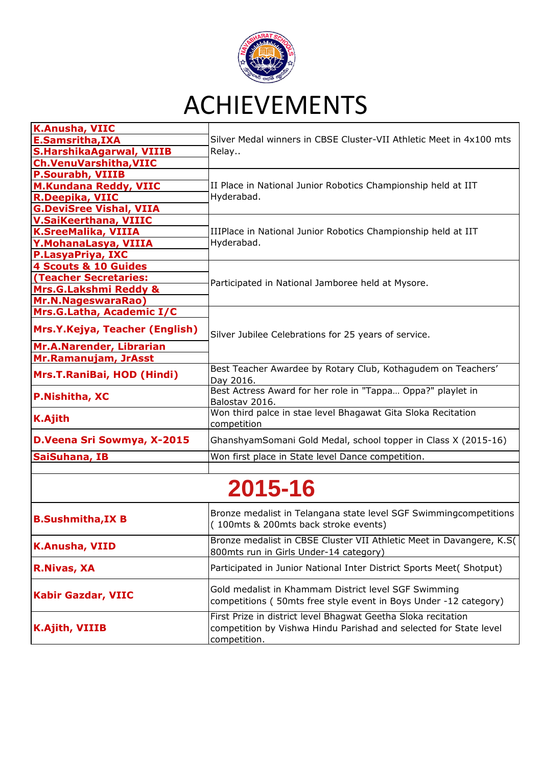# ACHIEVEMENTS

| | |
|---|---|
| **K.Anusha, VIIC**<br>**E.Samsritha,IXA**<br>**S.HarshikaAgarwal, VIIIB**<br>**Ch.VenuVarshitha,VIIC** | Silver Medal winners in CBSE Cluster-VII Athletic Meet in 4x100 mts Relay.. |
| **P.Sourabh, VIIIB**<br>**M.Kundana Reddy, VIIC**<br>**R.Deepika, VIIC**<br>**G.DeviSree Vishal, VIIA** | II Place in National Junior Robotics Championship held at IIT Hyderabad. |
| **V.SaiKeerthana, VIIIC**<br>**K.SreeMalika, VIIIA**<br>**Y.MohanaLasya, VIIIA**<br>**P.LasyaPriya, IXC** | IIIPlace in National Junior Robotics Championship held at IIT Hyderabad. |
| **4 Scouts & 10 Guides**<br>**(Teacher Secretaries:**<br>**Mrs.G.Lakshmi Reddy &**<br>**Mr.N.NageswaraRao)** | Participated in National Jamboree held at Mysore. |
| **Mrs.G.Latha, Academic I/C**<br>**Mrs.Y.Kejya, Teacher (English)**<br>**Mr.A.Narender, Librarian**<br>**Mr.Ramanujam, JrAsst** | Silver Jubilee Celebrations for 25 years of service. |
| **Mrs.T.RaniBai, HOD (Hindi)** | Best Teacher Awardee by Rotary Club, Kothagudem on Teachers' Day 2016. |
| **P.Nishitha, XC** | Best Actress Award for her role in "Tappa… Oppa?" playlet in Balostav 2016. |
| **K.Ajith** | Won third palce in stae level Bhagawat Gita Sloka Recitation competition |
| **D.Veena Sri Sowmya, X-2015** | GhanshyamSomani Gold Medal, school topper in Class X (2015-16) |
| **SaiSuhana, IB** | Won first place in State level Dance competition. |
| | |

## 2015-16

| | |
|---|---|
| **B.Sushmitha,IX B** | Bronze medalist in Telangana state level SGF Swimmingcompetitions ( 100mts & 200mts back stroke events) |
| **K.Anusha, VIID** | Bronze medalist in CBSE Cluster VII Athletic Meet in Davangere, K.S( 800mts run in Girls Under-14 category) |
| **R.Nivas, XA** | Participated in Junior National Inter District Sports Meet( Shotput) |
| **Kabir Gazdar, VIIC** | Gold medalist in Khammam District level SGF Swimming competitions ( 50mts free style event in Boys Under -12 category) |
| **K.Ajith, VIIIB** | First Prize in district level Bhagwat Geetha Sloka recitation competition by Vishwa Hindu Parishad and selected for State level competition. |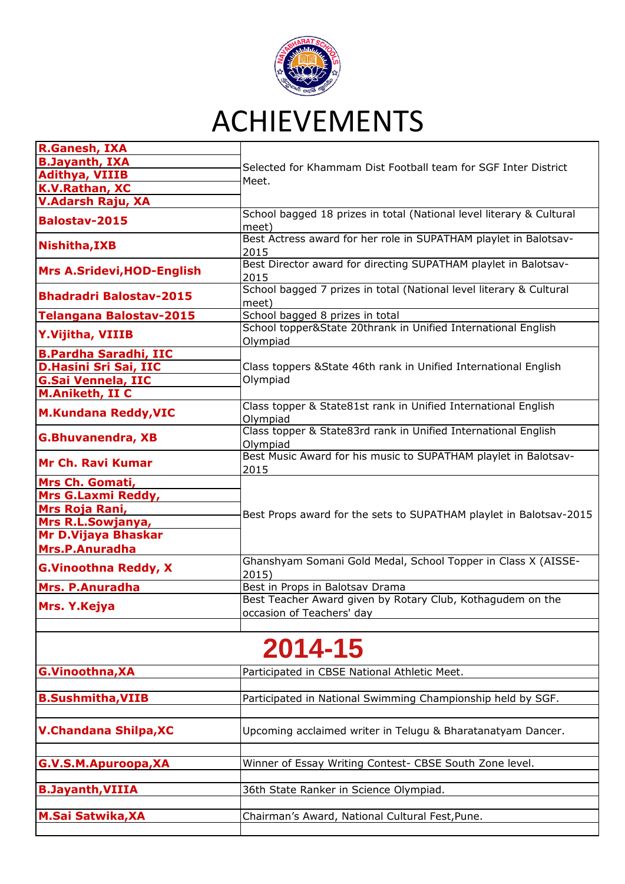# ACHIEVEMENTS

| | |
|---|---|
| **R.Ganesh, IXA**<br>**B.Jayanth, IXA**<br>**Adithya, VIIIB**<br>**K.V.Rathan, XC**<br>**V.Adarsh Raju, XA** | Selected for Khammam Dist Football team for SGF Inter District Meet. |
| **Balostav-2015** | School bagged 18 prizes in total (National level literary & Cultural meet) |
| **Nishitha,IXB** | Best Actress award for her role in SUPATHAM playlet in Balotsav-2015 |
| **Mrs A.Sridevi,HOD-English** | Best Director award for directing SUPATHAM playlet in Balotsav-2015 |
| **Bhadradri Balostav-2015** | School bagged 7 prizes in total (National level literary & Cultural meet) |
| **Telangana Balostav-2015** | School bagged 8 prizes in total |
| **Y.Vijitha, VIIIB** | School topper&State 20thrank in Unified International English Olympiad |
| **B.Pardha Saradhi, IIC**<br>**D.Hasini Sri Sai, IIC**<br>**G.Sai Vennela, IIC**<br>**M.Aniketh, II C** | Class toppers &State 46th rank in Unified International English Olympiad |
| **M.Kundana Reddy,VIC** | Class topper & State81st rank in Unified International English Olympiad |
| **G.Bhuvanendra, XB** | Class topper & State83rd rank in Unified International English Olympiad |
| **Mr Ch. Ravi Kumar** | Best Music Award for his music to SUPATHAM playlet in Balotsav-2015 |
| **Mrs Ch. Gomati,**<br>**Mrs G.Laxmi Reddy,**<br>**Mrs Roja Rani,**<br>**Mrs R.L.Sowjanya,**<br>**Mr D.Vijaya Bhaskar**<br>**Mrs.P.Anuradha** | Best Props award for the sets to SUPATHAM playlet in Balotsav-2015 |
| **G.Vinoothna Reddy, X** | Ghanshyam Somani Gold Medal, School Topper in Class X (AISSE-2015) |
| **Mrs. P.Anuradha** | Best in Props in Balotsav Drama |
| **Mrs. Y.Kejya** | Best Teacher Award given by Rotary Club, Kothagudem on the occasion of Teachers' day |

## 2014-15

| | |
|---|---|
| **G.Vinoothna,XA** | Participated in CBSE National Athletic Meet. |
| **B.Sushmitha,VIIB** | Participated in National Swimming Championship held by SGF. |
| **V.Chandana Shilpa,XC** | Upcoming acclaimed writer in Telugu & Bharatanatyam Dancer. |
| **G.V.S.M.Apuroopa,XA** | Winner of Essay Writing Contest- CBSE South Zone level. |
| **B.Jayanth,VIIIA** | 36th State Ranker in Science Olympiad. |
| **M.Sai Satwika,XA** | Chairman's Award, National Cultural Fest,Pune. |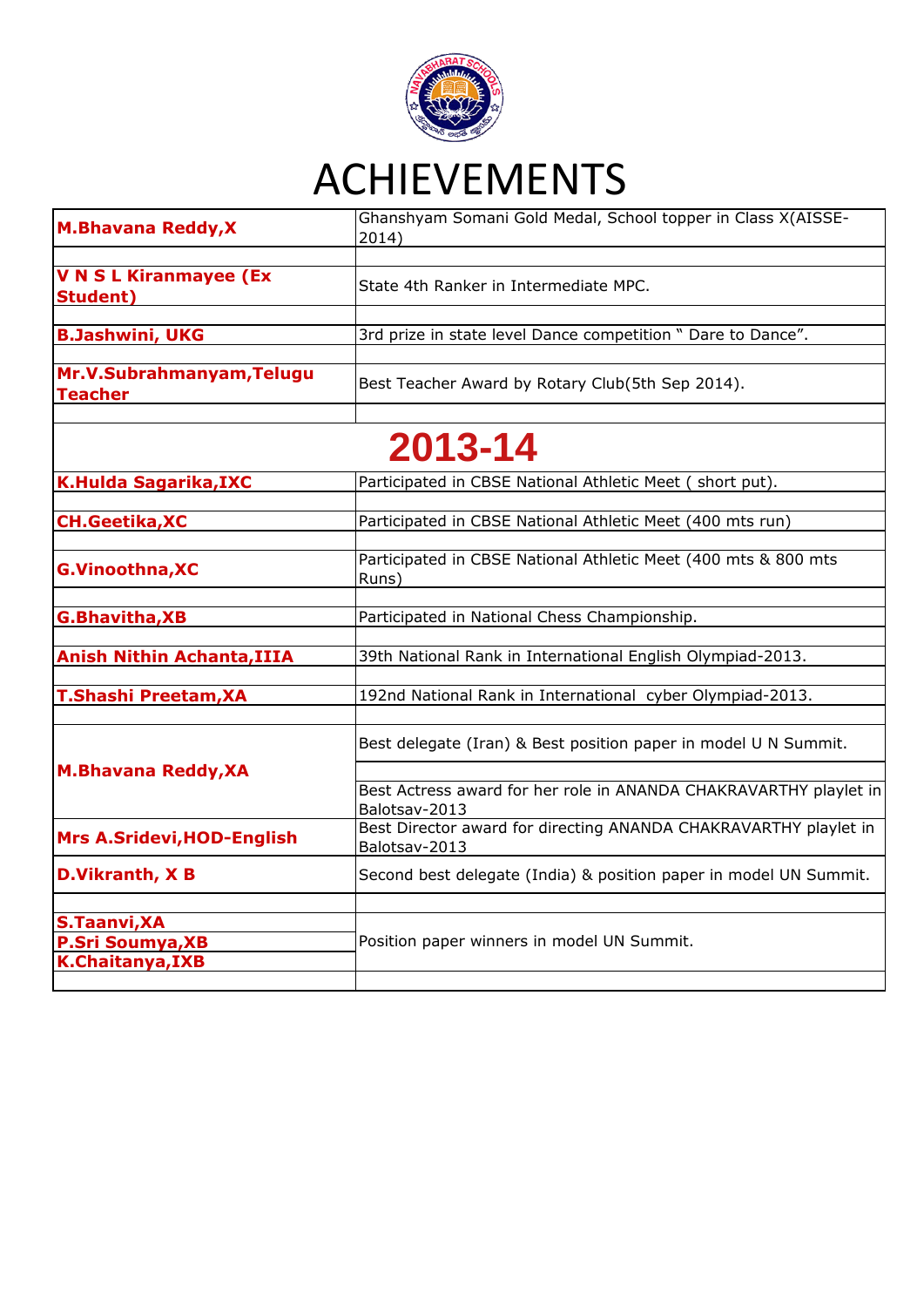# ACHIEVEMENTS

| | |
|---|---|
| **M.Bhavana Reddy,X** | Ghanshyam Somani Gold Medal, School topper in Class X(AISSE-2014) |
| **V N S L Kiranmayee (Ex Student)** | State 4th Ranker in Intermediate MPC. |
| **B.Jashwini, UKG** | 3rd prize in state level Dance competition " Dare to Dance". |
| **Mr.V.Subrahmanyam,Telugu Teacher** | Best Teacher Award by Rotary Club(5th Sep 2014). |
| **2013-14** | |
| **K.Hulda Sagarika,IXC** | Participated in CBSE National Athletic Meet ( short put). |
| **CH.Geetika,XC** | Participated in CBSE National Athletic Meet (400 mts run) |
| **G.Vinoothna,XC** | Participated in CBSE National Athletic Meet (400 mts & 800 mts Runs) |
| **G.Bhavitha,XB** | Participated in National Chess Championship. |
| **Anish Nithin Achanta,IIIA** | 39th National Rank in International English Olympiad-2013. |
| **T.Shashi Preetam,XA** | 192nd National Rank in International cyber Olympiad-2013. |
| **M.Bhavana Reddy,XA** | Best delegate (Iran) & Best position paper in model U N Summit. |
| | Best Actress award for her role in ANANDA CHAKRAVARTHY playlet in Balotsav-2013 |
| **Mrs A.Sridevi,HOD-English** | Best Director award for directing ANANDA CHAKRAVARTHY playlet in Balotsav-2013 |
| **D.Vikranth, X B** | Second best delegate (India) & position paper in model UN Summit. |
| **S.Taanvi,XA**<br>**P.Sri Soumya,XB**<br>**K.Chaitanya,IXB** | Position paper winners in model UN Summit. |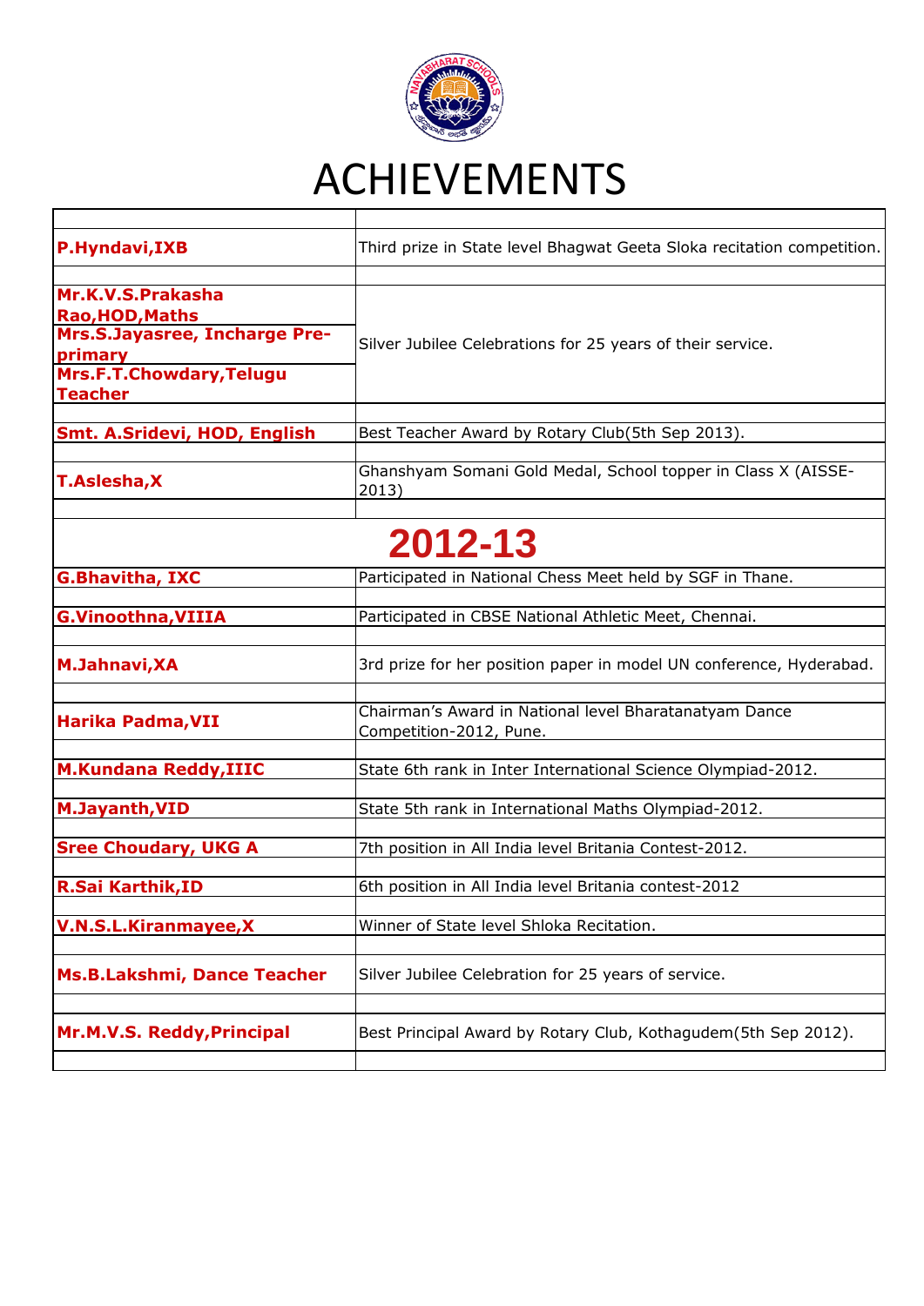# ACHIEVEMENTS

| | |
|---|---|
| **P.Hyndavi,IXB** | Third prize in State level Bhagwat Geeta Sloka recitation competition. |
| **Mr.K.V.S.Prakasha Rao,HOD,Maths** | Silver Jubilee Celebrations for 25 years of their service. |
| **Mrs.S.Jayasree, Incharge Pre-primary** | |
| **Mrs.F.T.Chowdary,Telugu Teacher** | |
| **Smt. A.Sridevi, HOD, English** | Best Teacher Award by Rotary Club(5th Sep 2013). |
| **T.Aslesha,X** | Ghanshyam Somani Gold Medal, School topper in Class X (AISSE-2013) |

## 2012-13

| | |
|---|---|
| **G.Bhavitha, IXC** | Participated in National Chess Meet held by SGF in Thane. |
| **G.Vinoothna,VIIIA** | Participated in CBSE National Athletic Meet, Chennai. |
| **M.Jahnavi,XA** | 3rd prize for her position paper in model UN conference, Hyderabad. |
| **Harika Padma,VII** | Chairman's Award in National level Bharatanatyam Dance Competition-2012, Pune. |
| **M.Kundana Reddy,IIIC** | State 6th rank in Inter International Science Olympiad-2012. |
| **M.Jayanth,VID** | State 5th rank in International Maths Olympiad-2012. |
| **Sree Choudary, UKG A** | 7th position in All India level Britania Contest-2012. |
| **R.Sai Karthik,ID** | 6th position in All India level Britania contest-2012 |
| **V.N.S.L.Kiranmayee,X** | Winner of State level Shloka Recitation. |
| **Ms.B.Lakshmi, Dance Teacher** | Silver Jubilee Celebration for 25 years of service. |
| **Mr.M.V.S. Reddy,Principal** | Best Principal Award by Rotary Club, Kothagudem(5th Sep 2012). |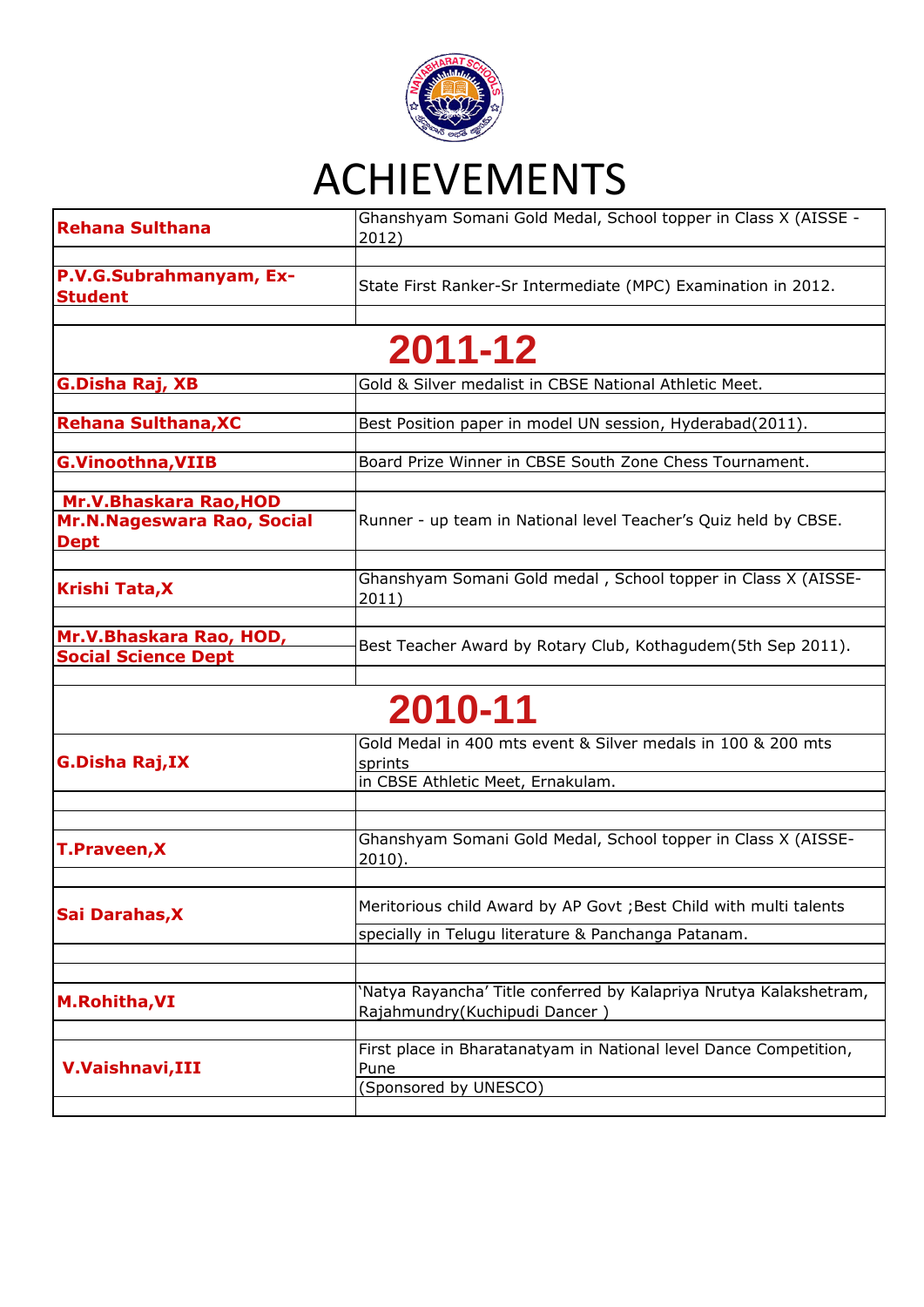# ACHIEVEMENTS

| | |
|---|---|
| **Rehana Sulthana** | Ghanshyam Somani Gold Medal, School topper in Class X (AISSE - 2012) |
| | |
| **P.V.G.Subrahmanyam, Ex-Student** | State First Ranker-Sr Intermediate (MPC) Examination in 2012. |
| | |
| **2011-12** | |
| **G.Disha Raj, XB** | Gold & Silver medalist in CBSE National Athletic Meet. |
| | |
| **Rehana Sulthana,XC** | Best Position paper in model UN session, Hyderabad(2011). |
| | |
| **G.Vinoothna,VIIB** | Board Prize Winner in CBSE South Zone Chess Tournament. |
| | |
| **Mr.V.Bhaskara Rao,HOD**<br>**Mr.N.Nageswara Rao, Social Dept** | Runner - up team in National level Teacher's Quiz held by CBSE. |
| | |
| **Krishi Tata,X** | Ghanshyam Somani Gold medal , School topper in Class X (AISSE-2011) |
| | |
| **Mr.V.Bhaskara Rao, HOD, Social Science Dept** | Best Teacher Award by Rotary Club, Kothagudem(5th Sep 2011). |
| | |
| **2010-11** | |
| **G.Disha Raj,IX** | Gold Medal in 400 mts event & Silver medals in 100 & 200 mts sprints<br>in CBSE Athletic Meet, Ernakulam. |
| | |
| | |
| **T.Praveen,X** | Ghanshyam Somani Gold Medal, School topper in Class X (AISSE-2010). |
| | |
| **Sai Darahas,X** | Meritorious child Award by AP Govt ;Best Child with multi talents<br>specially in Telugu literature & Panchanga Patanam. |
| | |
| | |
| **M.Rohitha,VI** | 'Natya Rayancha' Title conferred by Kalapriya Nrutya Kalakshetram, Rajahmundry(Kuchipudi Dancer ) |
| | |
| **V.Vaishnavi,III** | First place in Bharatanatyam in National level Dance Competition, Pune<br>(Sponsored by UNESCO) |
| | |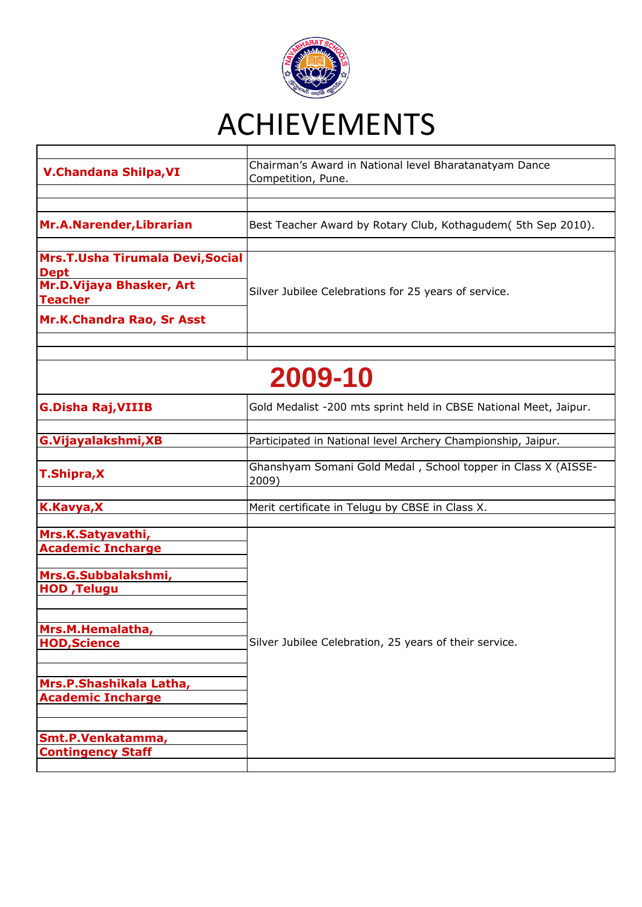# ACHIEVEMENTS

| | |
|---|---|
| **V.Chandana Shilpa,VI** | Chairman's Award in National level Bharatanatyam Dance Competition, Pune. |
| **Mr.A.Narender,Librarian** | Best Teacher Award by Rotary Club, Kothagudem( 5th Sep 2010). |
| **Mrs.T.Usha Tirumala Devi,Social Dept**<br>**Mr.D.Vijaya Bhasker, Art Teacher**<br>**Mr.K.Chandra Rao, Sr Asst** | Silver Jubilee Celebrations for 25 years of service. |
| **2009-10** | |
| **G.Disha Raj,VIIIB** | Gold Medalist -200 mts sprint held in CBSE National Meet, Jaipur. |
| **G.Vijayalakshmi,XB** | Participated in National level Archery Championship, Jaipur. |
| **T.Shipra,X** | Ghanshyam Somani Gold Medal , School topper in Class X (AISSE-2009) |
| **K.Kavya,X** | Merit certificate in Telugu by CBSE in Class X. |
| **Mrs.K.Satyavathi, Academic Incharge**<br>**Mrs.G.Subbalakshmi, HOD ,Telugu**<br>**Mrs.M.Hemalatha, HOD,Science**<br>**Mrs.P.Shashikala Latha, Academic Incharge**<br>**Smt.P.Venkatamma, Contingency Staff** | Silver Jubilee Celebration, 25 years of their service. |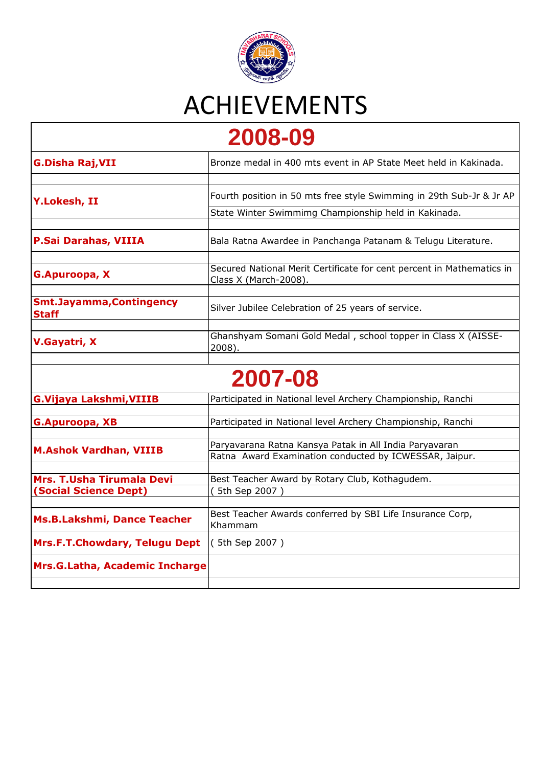# ACHIEVEMENTS

| 2008-09 | |
|---|---|
| **G.Disha Raj,VII** | Bronze medal in 400 mts event in AP State Meet held in Kakinada. |
| | |
| **Y.Lokesh, II** | Fourth position in 50 mts free style Swimming in 29th Sub-Jr & Jr AP State Winter Swimmimg Championship held in Kakinada. |
| | |
| **P.Sai Darahas, VIIIA** | Bala Ratna Awardee in Panchanga Patanam & Telugu Literature. |
| | |
| **G.Apuroopa, X** | Secured National Merit Certificate for cent percent in Mathematics in Class X (March-2008). |
| | |
| **Smt.Jayamma,Contingency Staff** | Silver Jubilee Celebration of 25 years of service. |
| | |
| **V.Gayatri, X** | Ghanshyam Somani Gold Medal , school topper in Class X (AISSE-2008). |
| | |

| 2007-08 | |
|---|---|
| **G.Vijaya Lakshmi,VIIIB** | Participated in National level Archery Championship, Ranchi |
| | |
| **G.Apuroopa, XB** | Participated in National level Archery Championship, Ranchi |
| | |
| **M.Ashok Vardhan, VIIIB** | Paryavarana Ratna Kansya Patak in All India Paryavaran Ratna Award Examination conducted by ICWESSAR, Jaipur. |
| | |
| **Mrs. T.Usha Tirumala Devi (Social Science Dept)** | Best Teacher Award by Rotary Club, Kothagudem. ( 5th Sep 2007 ) |
| | |
| **Ms.B.Lakshmi, Dance Teacher** | Best Teacher Awards conferred by SBI Life Insurance Corp, Khammam |
| **Mrs.F.T.Chowdary, Telugu Dept** | ( 5th Sep 2007 ) |
| **Mrs.G.Latha, Academic Incharge** | |
| | |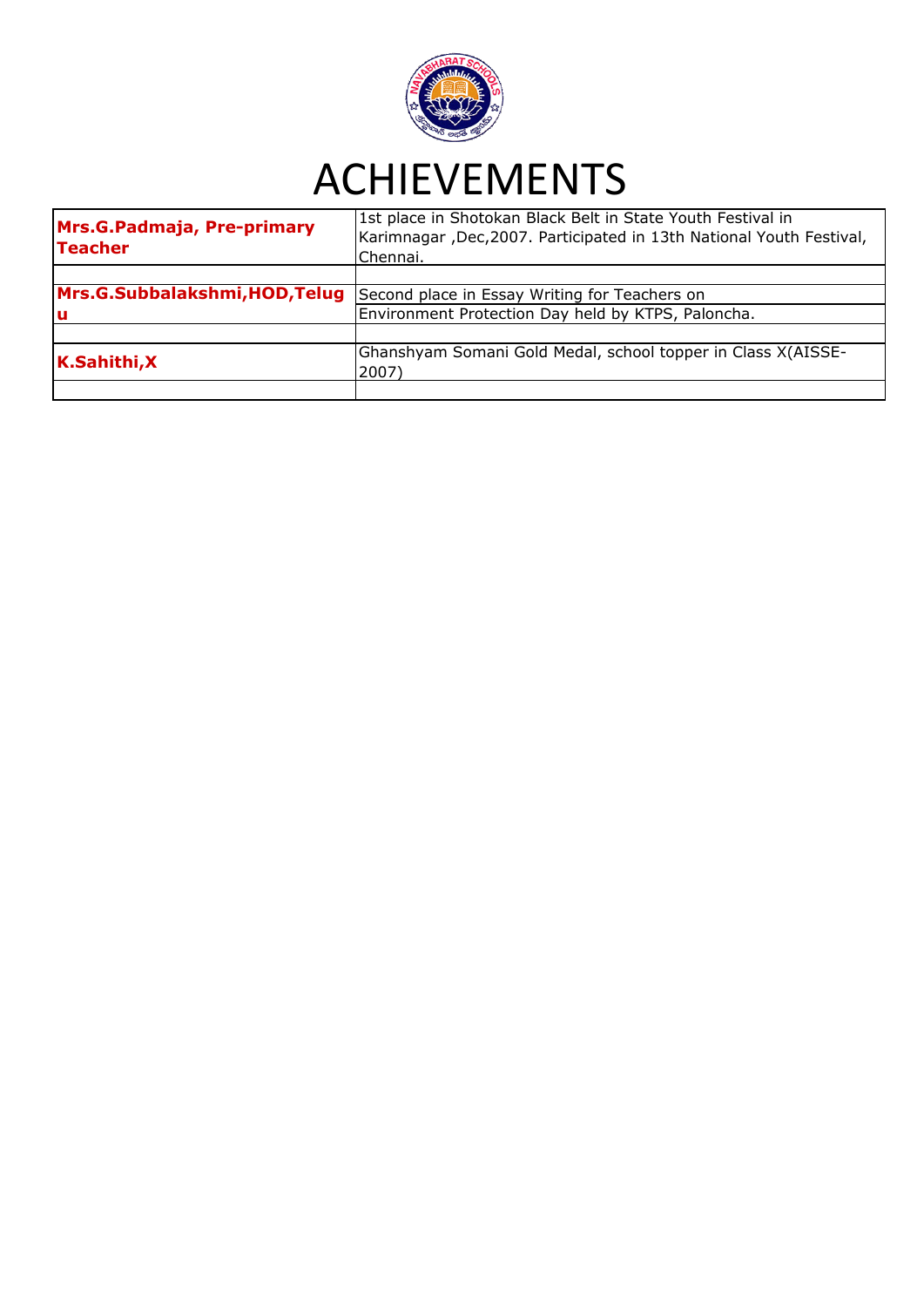# ACHIEVEMENTS

| | |
|---|---|
| **Mrs.G.Padmaja, Pre-primary Teacher** | 1st place in Shotokan Black Belt in State Youth Festival in Karimnagar ,Dec,2007. Participated in 13th National Youth Festival, Chennai. |
| | |
| **Mrs.G.Subbalakshmi,HOD,Telugu** | Second place in Essay Writing for Teachers on Environment Protection Day held by KTPS, Paloncha. |
| | |
| **K.Sahithi,X** | Ghanshyam Somani Gold Medal, school topper in Class X(AISSE-2007) |
| | |